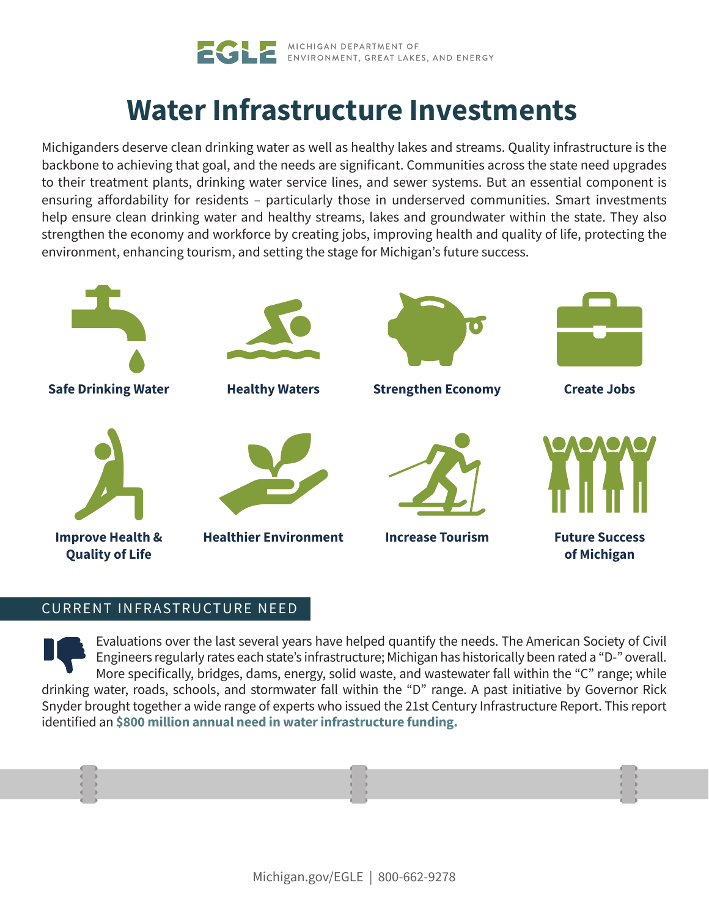EGLE MICHIGAN DEPARTMENT OF ENVIRONMENT, GREAT LAKES, AND ENERGY

# Water Infrastructure Investments

Michiganders deserve clean drinking water as well as healthy lakes and streams. Quality infrastructure is the backbone to achieving that goal, and the needs are significant. Communities across the state need upgrades to their treatment plants, drinking water service lines, and sewer systems. But an essential component is ensuring affordability for residents – particularly those in underserved communities. Smart investments help ensure clean drinking water and healthy streams, lakes and groundwater within the state. They also strengthen the economy and workforce by creating jobs, improving health and quality of life, protecting the environment, enhancing tourism, and setting the stage for Michigan's future success.

**Safe Drinking Water**

**Healthy Waters**

**Strengthen Economy**

**Create Jobs**

**Improve Health & Quality of Life**

**Healthier Environment**

**Increase Tourism**

**Future Success of Michigan**

## CURRENT INFRASTRUCTURE NEED

Evaluations over the last several years have helped quantify the needs. The American Society of Civil Engineers regularly rates each state's infrastructure; Michigan has historically been rated a "D-" overall. More specifically, bridges, dams, energy, solid waste, and wastewater fall within the "C" range; while drinking water, roads, schools, and stormwater fall within the "D" range. A past initiative by Governor Rick Snyder brought together a wide range of experts who issued the 21st Century Infrastructure Report. This report identified an **$800 million annual need in water infrastructure funding.**

Michigan.gov/EGLE | 800-662-9278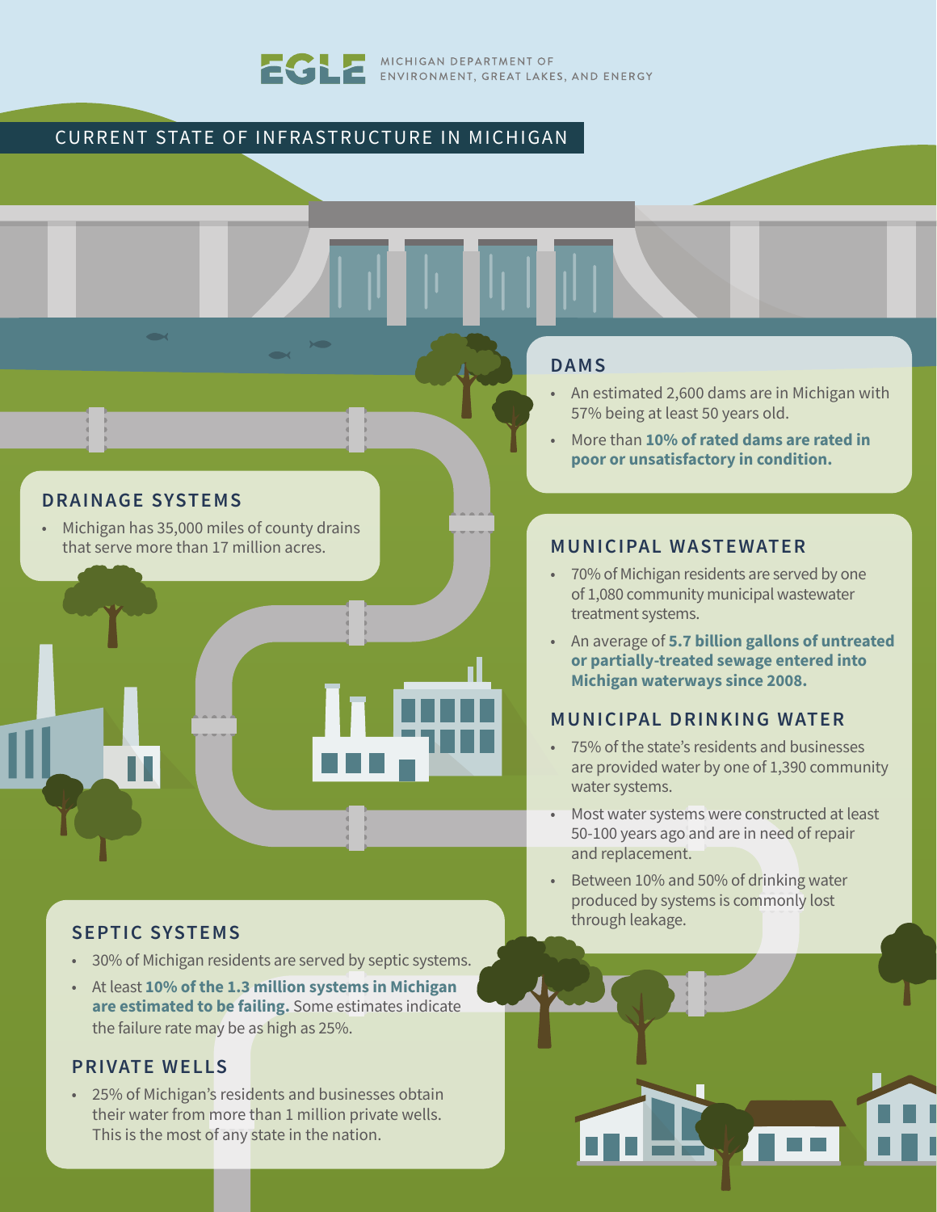EGLE — MICHIGAN DEPARTMENT OF ENVIRONMENT, GREAT LAKES, AND ENERGY

# CURRENT STATE OF INFRASTRUCTURE IN MICHIGAN

## DAMS

- An estimated 2,600 dams are in Michigan with 57% being at least 50 years old.
- More than **10% of rated dams are rated in poor or unsatisfactory in condition.**

## DRAINAGE SYSTEMS

- Michigan has 35,000 miles of county drains that serve more than 17 million acres.

## MUNICIPAL WASTEWATER

- 70% of Michigan residents are served by one of 1,080 community municipal wastewater treatment systems.
- An average of **5.7 billion gallons of untreated or partially-treated sewage entered into Michigan waterways since 2008.**

## MUNICIPAL DRINKING WATER

- 75% of the state's residents and businesses are provided water by one of 1,390 community water systems.
- Most water systems were constructed at least 50-100 years ago and are in need of repair and replacement.
- Between 10% and 50% of drinking water produced by systems is commonly lost through leakage.

## SEPTIC SYSTEMS

- 30% of Michigan residents are served by septic systems.
- At least **10% of the 1.3 million systems in Michigan are estimated to be failing.** Some estimates indicate the failure rate may be as high as 25%.

## PRIVATE WELLS

- 25% of Michigan's residents and businesses obtain their water from more than 1 million private wells. This is the most of any state in the nation.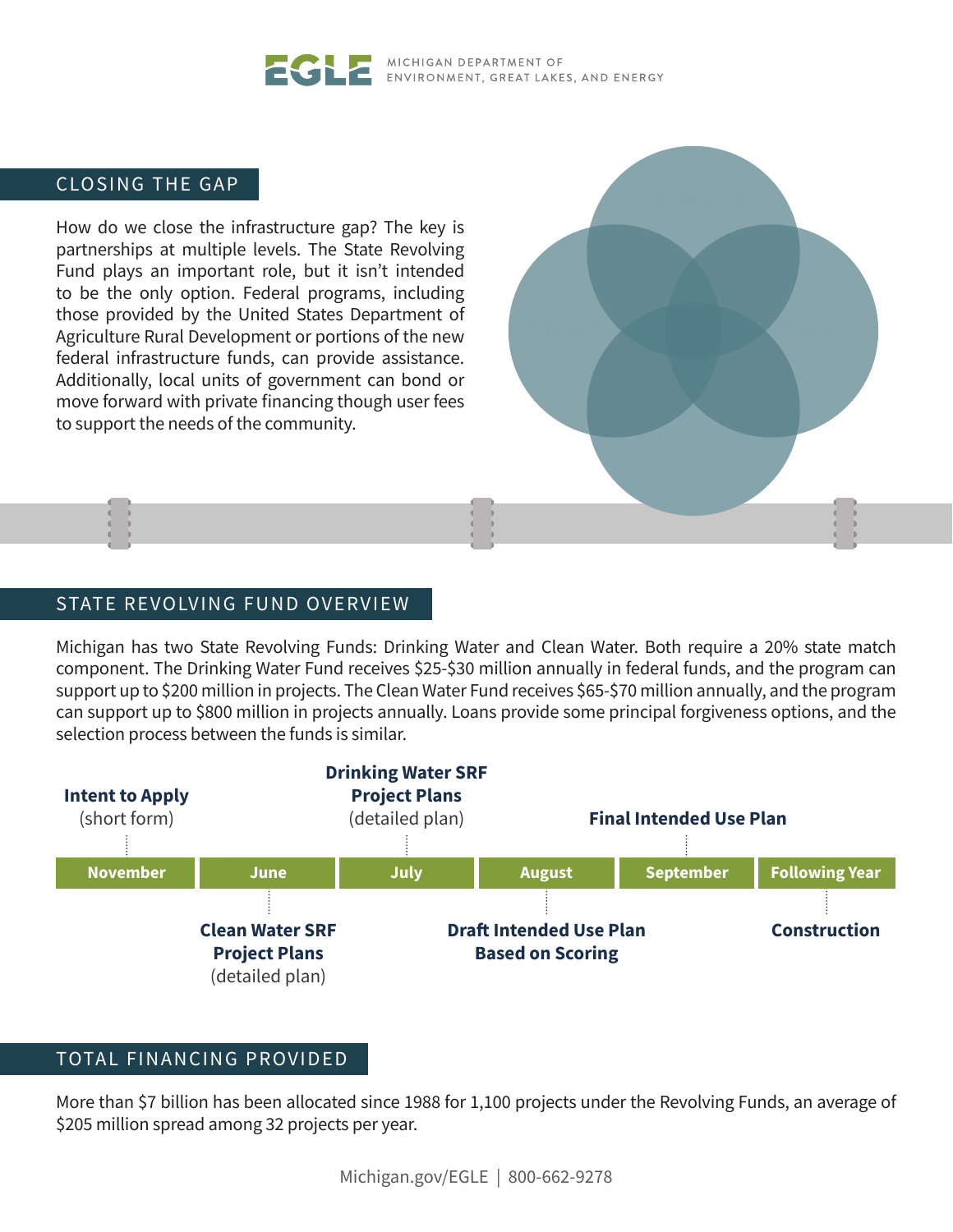## CLOSING THE GAP

How do we close the infrastructure gap? The key is partnerships at multiple levels. The State Revolving Fund plays an important role, but it isn't intended to be the only option. Federal programs, including those provided by the United States Department of Agriculture Rural Development or portions of the new federal infrastructure funds, can provide assistance. Additionally, local units of government can bond or move forward with private financing though user fees to support the needs of the community.

## STATE REVOLVING FUND OVERVIEW

Michigan has two State Revolving Funds: Drinking Water and Clean Water. Both require a 20% state match component. The Drinking Water Fund receives $25-$30 million annually in federal funds, and the program can support up to $200 million in projects. The Clean Water Fund receives $65-$70 million annually, and the program can support up to $800 million in projects annually. Loans provide some principal forgiveness options, and the selection process between the funds is similar.

| November | June | July | August | September | Following Year |
|---|---|---|---|---|---|
| **Intent to Apply** (short form) | **Clean Water SRF Project Plans** (detailed plan) | **Drinking Water SRF Project Plans** (detailed plan) | **Draft Intended Use Plan Based on Scoring** | **Final Intended Use Plan** | **Construction** |

## TOTAL FINANCING PROVIDED

More than $7 billion has been allocated since 1988 for 1,100 projects under the Revolving Funds, an average of $205 million spread among 32 projects per year.

Michigan.gov/EGLE | 800-662-9278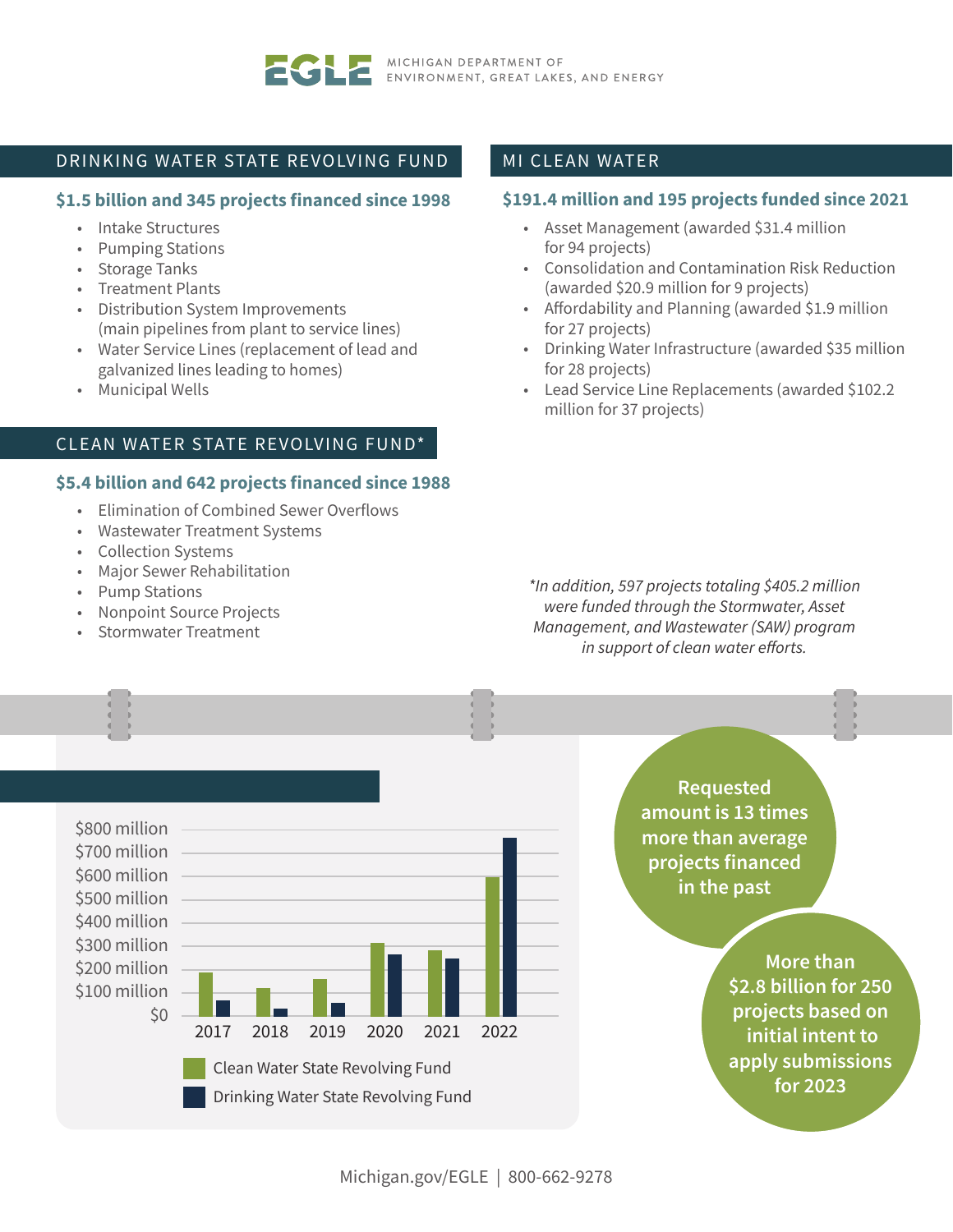## DRINKING WATER STATE REVOLVING FUND

**$1.5 billion and 345 projects financed since 1998**

- Intake Structures
- Pumping Stations
- Storage Tanks
- Treatment Plants
- Distribution System Improvements (main pipelines from plant to service lines)
- Water Service Lines (replacement of lead and galvanized lines leading to homes)
- Municipal Wells

## CLEAN WATER STATE REVOLVING FUND*

**$5.4 billion and 642 projects financed since 1988**

- Elimination of Combined Sewer Overflows
- Wastewater Treatment Systems
- Collection Systems
- Major Sewer Rehabilitation
- Pump Stations
- Nonpoint Source Projects
- Stormwater Treatment

## MI CLEAN WATER

**$191.4 million and 195 projects funded since 2021**

- Asset Management (awarded $31.4 million for 94 projects)
- Consolidation and Contamination Risk Reduction (awarded $20.9 million for 9 projects)
- Affordability and Planning (awarded $1.9 million for 27 projects)
- Drinking Water Infrastructure (awarded $35 million for 28 projects)
- Lead Service Line Replacements (awarded $102.2 million for 37 projects)

*\*In addition, 597 projects totaling $405.2 million were funded through the Stormwater, Asset Management, and Wastewater (SAW) program in support of clean water efforts.*

| Year | Clean Water State Revolving Fund | Drinking Water State Revolving Fund |
|---|---|---|
| 2017 | ~$190 million | ~$70 million |
| 2018 | ~$120 million | ~$30 million |
| 2019 | ~$160 million | ~$55 million |
| 2020 | ~$315 million | ~$265 million |
| 2021 | ~$285 million | ~$250 million |
| 2022 | ~$600 million | ~$770 million |

**Requested amount is 13 times more than average projects financed in the past**

**More than $2.8 billion for 250 projects based on initial intent to apply submissions for 2023**

Michigan.gov/EGLE | 800-662-9278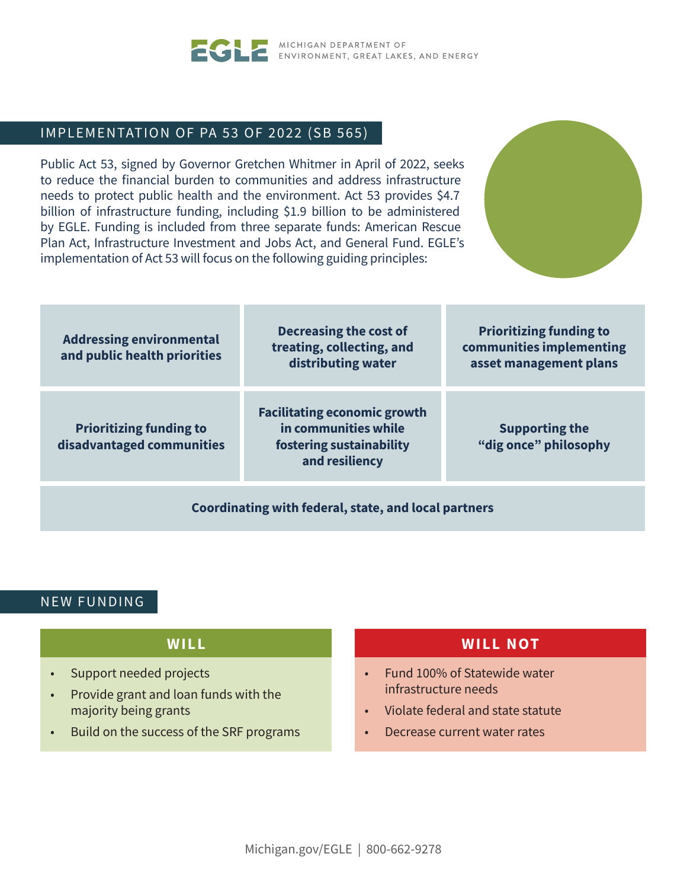## IMPLEMENTATION OF PA 53 OF 2022 (SB 565)

Public Act 53, signed by Governor Gretchen Whitmer in April of 2022, seeks to reduce the financial burden to communities and address infrastructure needs to protect public health and the environment. Act 53 provides $4.7 billion of infrastructure funding, including $1.9 billion to be administered by EGLE. Funding is included from three separate funds: American Rescue Plan Act, Infrastructure Investment and Jobs Act, and General Fund. EGLE's implementation of Act 53 will focus on the following guiding principles:

- **Addressing environmental and public health priorities**
- **Decreasing the cost of treating, collecting, and distributing water**
- **Prioritizing funding to communities implementing asset management plans**
- **Prioritizing funding to disadvantaged communities**
- **Facilitating economic growth in communities while fostering sustainability and resiliency**
- **Supporting the "dig once" philosophy**
- **Coordinating with federal, state, and local partners**

## NEW FUNDING

### WILL

- Support needed projects
- Provide grant and loan funds with the majority being grants
- Build on the success of the SRF programs

### WILL NOT

- Fund 100% of Statewide water infrastructure needs
- Violate federal and state statute
- Decrease current water rates

Michigan.gov/EGLE | 800-662-9278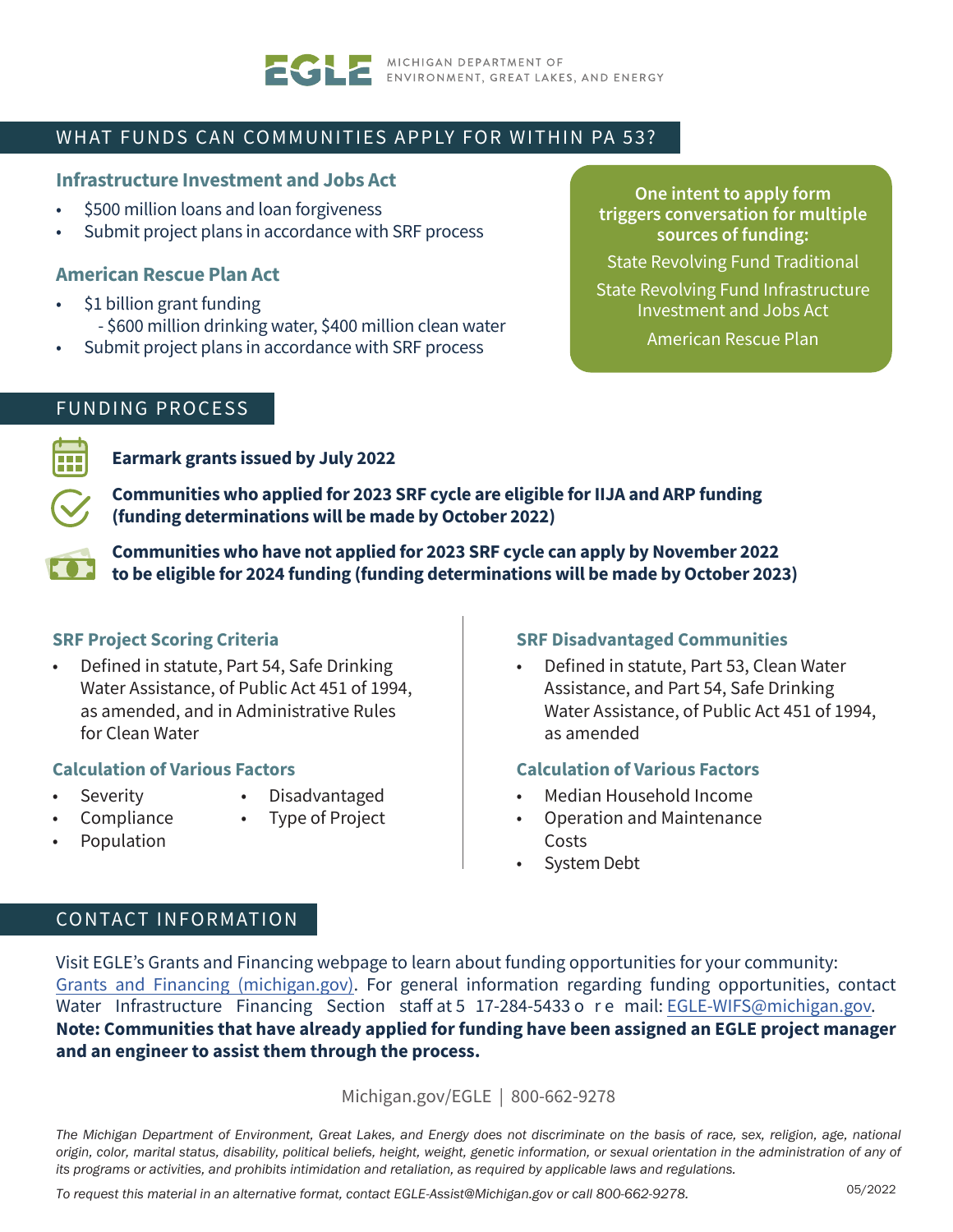EGLE MICHIGAN DEPARTMENT OF ENVIRONMENT, GREAT LAKES, AND ENERGY

## WHAT FUNDS CAN COMMUNITIES APPLY FOR WITHIN PA 53?

### Infrastructure Investment and Jobs Act

- $500 million loans and loan forgiveness
- Submit project plans in accordance with SRF process

### American Rescue Plan Act

- $1 billion grant funding
  - $600 million drinking water, $400 million clean water
- Submit project plans in accordance with SRF process

**One intent to apply form triggers conversation for multiple sources of funding:**

State Revolving Fund Traditional

State Revolving Fund Infrastructure Investment and Jobs Act

American Rescue Plan

## FUNDING PROCESS

**Earmark grants issued by July 2022**

**Communities who applied for 2023 SRF cycle are eligible for IIJA and ARP funding (funding determinations will be made by October 2022)**

**Communities who have not applied for 2023 SRF cycle can apply by November 2022 to be eligible for 2024 funding (funding determinations will be made by October 2023)**

### SRF Project Scoring Criteria

- Defined in statute, Part 54, Safe Drinking Water Assistance, of Public Act 451 of 1994, as amended, and in Administrative Rules for Clean Water

### Calculation of Various Factors

- Severity
- Compliance
- Population
- Disadvantaged
- Type of Project

### SRF Disadvantaged Communities

- Defined in statute, Part 53, Clean Water Assistance, and Part 54, Safe Drinking Water Assistance, of Public Act 451 of 1994, as amended

### Calculation of Various Factors

- Median Household Income
- Operation and Maintenance Costs
- System Debt

## CONTACT INFORMATION

Visit EGLE's Grants and Financing webpage to learn about funding opportunities for your community: Grants and Financing (michigan.gov). For general information regarding funding opportunities, contact Water Infrastructure Financing Section staff at 517-284-5433 or e mail: EGLE-WIFS@michigan.gov.
**Note: Communities that have already applied for funding have been assigned an EGLE project manager and an engineer to assist them through the process.**

Michigan.gov/EGLE | 800-662-9278

*The Michigan Department of Environment, Great Lakes, and Energy does not discriminate on the basis of race, sex, religion, age, national origin, color, marital status, disability, political beliefs, height, weight, genetic information, or sexual orientation in the administration of any of its programs or activities, and prohibits intimidation and retaliation, as required by applicable laws and regulations.*

*To request this material in an alternative format, contact EGLE-Assist@Michigan.gov or call 800-662-9278.*

05/2022